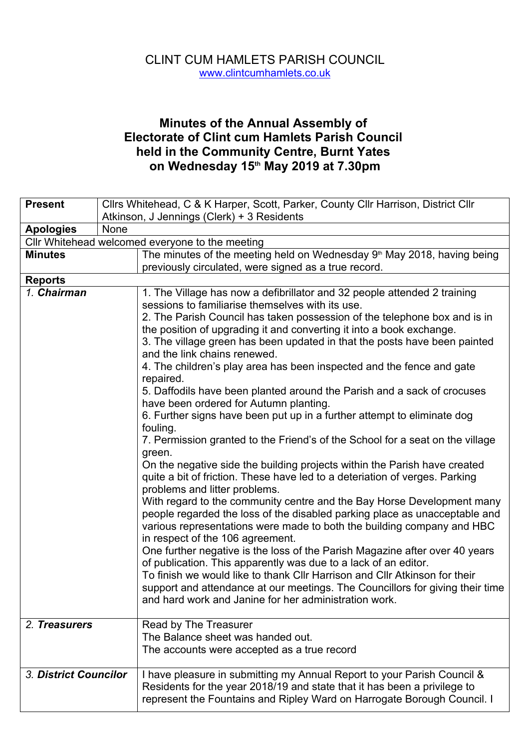CLINT CUM HAMLETS PARISH COUNCIL
www.clintcumhamlets.co.uk

# Minutes of the Annual Assembly of Electorate of Clint cum Hamlets Parish Council held in the Community Centre, Burnt Yates on Wednesday 15th May 2019 at 7.30pm

| | |
|---|---|
| **Present** | Cllrs Whitehead, C & K Harper, Scott, Parker, County Cllr Harrison, District Cllr Atkinson, J Jennings (Clerk) + 3 Residents |
| **Apologies** | None |
| Cllr Whitehead welcomed everyone to the meeting | |
| **Minutes** | The minutes of the meeting held on Wednesday 9th May 2018, having being previously circulated, were signed as a true record. |
| **Reports** | |
| *1. **Chairman*** | 1. The Village has now a defibrillator and 32 people attended 2 training sessions to familiarise themselves with its use.<br>2. The Parish Council has taken possession of the telephone box and is in the position of upgrading it and converting it into a book exchange.<br>3. The village green has been updated in that the posts have been painted and the link chains renewed.<br>4. The children's play area has been inspected and the fence and gate repaired.<br>5. Daffodils have been planted around the Parish and a sack of crocuses have been ordered for Autumn planting.<br>6. Further signs have been put up in a further attempt to eliminate dog fouling.<br>7. Permission granted to the Friend's of the School for a seat on the village green.<br>On the negative side the building projects within the Parish have created quite a bit of friction. These have led to a deteriation of verges. Parking problems and litter problems.<br>With regard to the community centre and the Bay Horse Development many people regarded the loss of the disabled parking place as unacceptable and various representations were made to both the building company and HBC in respect of the 106 agreement.<br>One further negative is the loss of the Parish Magazine after over 40 years of publication. This apparently was due to a lack of an editor.<br>To finish we would like to thank Cllr Harrison and Cllr Atkinson for their support and attendance at our meetings. The Councillors for giving their time and hard work and Janine for her administration work. |
| *2. **Treasurers*** | Read by The Treasurer<br>The Balance sheet was handed out.<br>The accounts were accepted as a true record |
| *3. **District Councilor*** | I have pleasure in submitting my Annual Report to your Parish Council & Residents for the year 2018/19 and state that it has been a privilege to represent the Fountains and Ripley Ward on Harrogate Borough Council. I |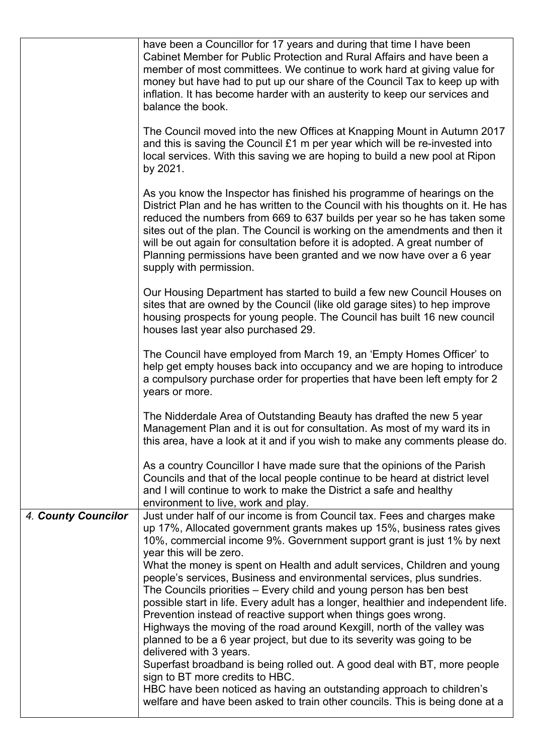| | |
|---|---|
| | have been a Councillor for 17 years and during that time I have been Cabinet Member for Public Protection and Rural Affairs and have been a member of most committees. We continue to work hard at giving value for money but have had to put up our share of the Council Tax to keep up with inflation. It has become harder with an austerity to keep our services and balance the book.<br><br>The Council moved into the new Offices at Knapping Mount in Autumn 2017 and this is saving the Council £1 m per year which will be re-invested into local services. With this saving we are hoping to build a new pool at Ripon by 2021.<br><br>As you know the Inspector has finished his programme of hearings on the District Plan and he has written to the Council with his thoughts on it. He has reduced the numbers from 669 to 637 builds per year so he has taken some sites out of the plan. The Council is working on the amendments and then it will be out again for consultation before it is adopted. A great number of Planning permissions have been granted and we now have over a 6 year supply with permission.<br><br>Our Housing Department has started to build a few new Council Houses on sites that are owned by the Council (like old garage sites) to hep improve housing prospects for young people. The Council has built 16 new council houses last year also purchased 29.<br><br>The Council have employed from March 19, an 'Empty Homes Officer' to help get empty houses back into occupancy and we are hoping to introduce a compulsory purchase order for properties that have been left empty for 2 years or more.<br><br>The Nidderdale Area of Outstanding Beauty has drafted the new 5 year Management Plan and it is out for consultation. As most of my ward its in this area, have a look at it and if you wish to make any comments please do.<br><br>As a country Councillor I have made sure that the opinions of the Parish Councils and that of the local people continue to be heard at district level and I will continue to work to make the District a safe and healthy environment to live, work and play. |
| ***4. County Councilor*** | Just under half of our income is from Council tax. Fees and charges make up 17%, Allocated government grants makes up 15%, business rates gives 10%, commercial income 9%. Government support grant is just 1% by next year this will be zero.<br>What the money is spent on Health and adult services, Children and young people's services, Business and environmental services, plus sundries.<br>The Councils priorities – Every child and young person has ben best possible start in life. Every adult has a longer, healthier and independent life. Prevention instead of reactive support when things goes wrong.<br>Highways the moving of the road around Kexgill, north of the valley was planned to be a 6 year project, but due to its severity was going to be delivered with 3 years.<br>Superfast broadband is being rolled out. A good deal with BT, more people sign to BT more credits to HBC.<br>HBC have been noticed as having an outstanding approach to children's welfare and have been asked to train other councils. This is being done at a |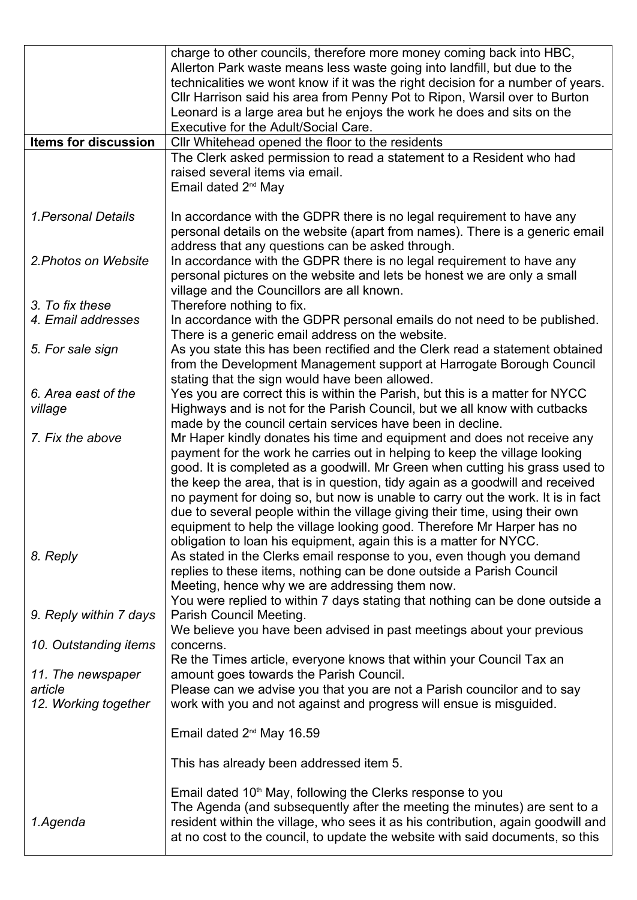| | |
|---|---|
| | charge to other councils, therefore more money coming back into HBC, Allerton Park waste means less waste going into landfill, but due to the technicalities we wont know if it was the right decision for a number of years. Cllr Harrison said his area from Penny Pot to Ripon, Warsil over to Burton Leonard is a large area but he enjoys the work he does and sits on the Executive for the Adult/Social Care. |
| **Items for discussion** | Cllr Whitehead opened the floor to the residents |
| | The Clerk asked permission to read a statement to a Resident who had raised several items via email.<br>Email dated 2nd May |
| *1.Personal Details* | In accordance with the GDPR there is no legal requirement to have any personal details on the website (apart from names). There is a generic email address that any questions can be asked through. |
| *2.Photos on Website* | In accordance with the GDPR there is no legal requirement to have any personal pictures on the website and lets be honest we are only a small village and the Councillors are all known. |
| *3. To fix these* | Therefore nothing to fix. |
| *4. Email addresses* | In accordance with the GDPR personal emails do not need to be published. There is a generic email address on the website. |
| *5. For sale sign* | As you state this has been rectified and the Clerk read a statement obtained from the Development Management support at Harrogate Borough Council stating that the sign would have been allowed. |
| *6. Area east of the village* | Yes you are correct this is within the Parish, but this is a matter for NYCC Highways and is not for the Parish Council, but we all know with cutbacks made by the council certain services have been in decline. |
| *7. Fix the above* | Mr Haper kindly donates his time and equipment and does not receive any payment for the work he carries out in helping to keep the village looking good. It is completed as a goodwill. Mr Green when cutting his grass used to the keep the area, that is in question, tidy again as a goodwill and received no payment for doing so, but now is unable to carry out the work. It is in fact due to several people within the village giving their time, using their own equipment to help the village looking good. Therefore Mr Harper has no obligation to loan his equipment, again this is a matter for NYCC. |
| *8. Reply* | As stated in the Clerks email response to you, even though you demand replies to these items, nothing can be done outside a Parish Council Meeting, hence why we are addressing them now. |
| *9. Reply within 7 days* | You were replied to within 7 days stating that nothing can be done outside a Parish Council Meeting. |
| *10. Outstanding items* | We believe you have been advised in past meetings about your previous concerns. |
| *11. The newspaper article* | Re the Times article, everyone knows that within your Council Tax an amount goes towards the Parish Council. |
| *12. Working together* | Please can we advise you that you are not a Parish councilor and to say work with you and not against and progress will ensue is misguided. |
| | Email dated 2nd May 16.59<br><br>This has already been addressed item 5.<br><br>Email dated 10th May, following the Clerks response to you |
| *1.Agenda* | The Agenda (and subsequently after the meeting the minutes) are sent to a resident within the village, who sees it as his contribution, again goodwill and at no cost to the council, to update the website with said documents, so this |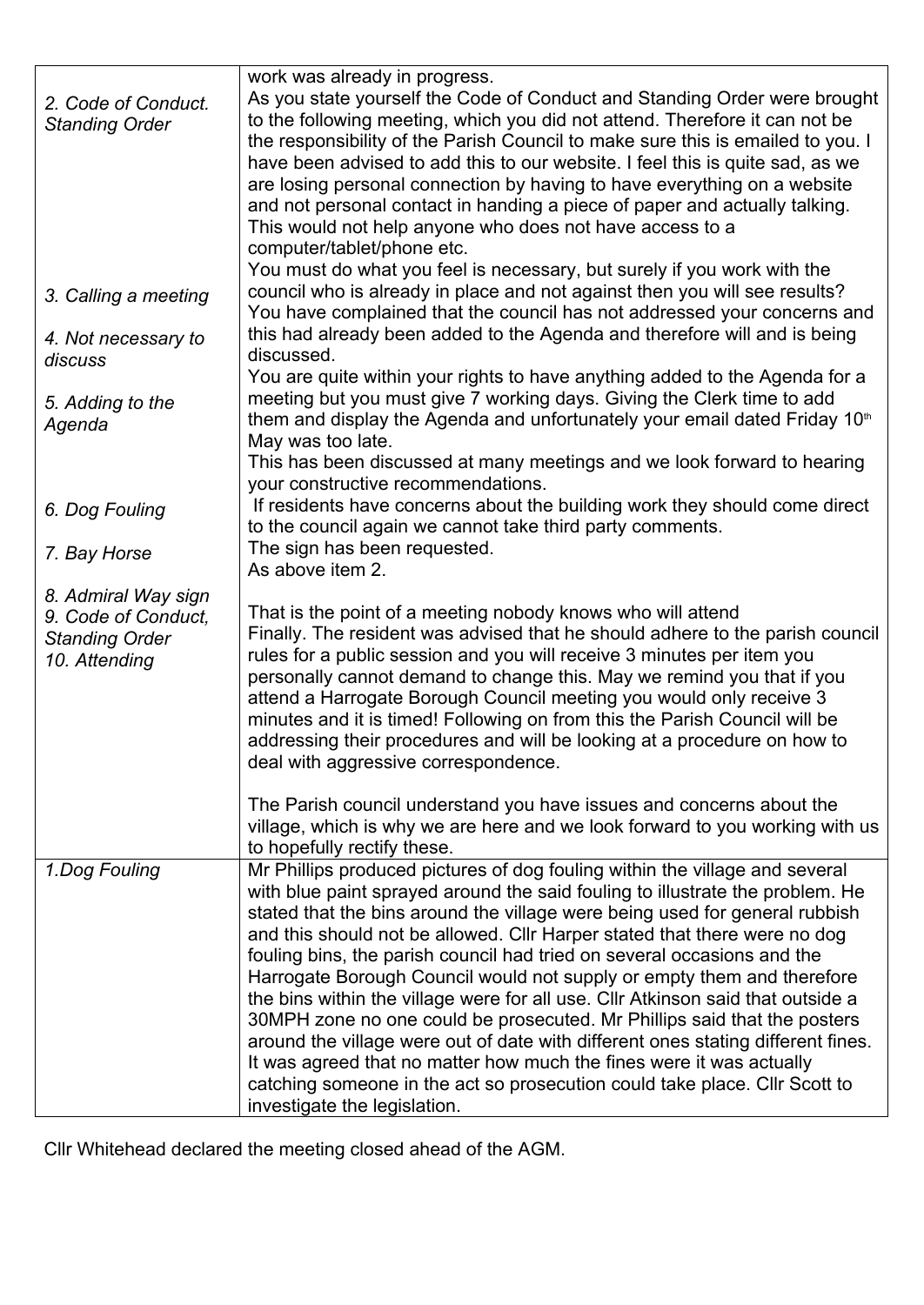| | |
|---|---|
| *2. Code of Conduct. Standing Order*<br><br>*3. Calling a meeting*<br><br>*4. Not necessary to discuss*<br><br>*5. Adding to the Agenda*<br><br>*6. Dog Fouling*<br><br>*7. Bay Horse*<br><br>*8. Admiral Way sign*<br>*9. Code of Conduct, Standing Order*<br>*10. Attending* | work was already in progress.<br>As you state yourself the Code of Conduct and Standing Order were brought to the following meeting, which you did not attend. Therefore it can not be the responsibility of the Parish Council to make sure this is emailed to you. I have been advised to add this to our website. I feel this is quite sad, as we are losing personal connection by having to have everything on a website and not personal contact in handing a piece of paper and actually talking. This would not help anyone who does not have access to a computer/tablet/phone etc.<br>You must do what you feel is necessary, but surely if you work with the council who is already in place and not against then you will see results?<br>You have complained that the council has not addressed your concerns and this had already been added to the Agenda and therefore will and is being discussed.<br>You are quite within your rights to have anything added to the Agenda for a meeting but you must give 7 working days. Giving the Clerk time to add them and display the Agenda and unfortunately your email dated Friday 10th May was too late.<br>This has been discussed at many meetings and we look forward to hearing your constructive recommendations.<br>If residents have concerns about the building work they should come direct to the council again we cannot take third party comments.<br>The sign has been requested.<br>As above item 2.<br><br>That is the point of a meeting nobody knows who will attend<br>Finally. The resident was advised that he should adhere to the parish council rules for a public session and you will receive 3 minutes per item you personally cannot demand to change this. May we remind you that if you attend a Harrogate Borough Council meeting you would only receive 3 minutes and it is timed! Following on from this the Parish Council will be addressing their procedures and will be looking at a procedure on how to deal with aggressive correspondence.<br><br>The Parish council understand you have issues and concerns about the village, which is why we are here and we look forward to you working with us to hopefully rectify these. |
| *1.Dog Fouling* | Mr Phillips produced pictures of dog fouling within the village and several with blue paint sprayed around the said fouling to illustrate the problem. He stated that the bins around the village were being used for general rubbish and this should not be allowed. Cllr Harper stated that there were no dog fouling bins, the parish council had tried on several occasions and the Harrogate Borough Council would not supply or empty them and therefore the bins within the village were for all use. Cllr Atkinson said that outside a 30MPH zone no one could be prosecuted. Mr Phillips said that the posters around the village were out of date with different ones stating different fines. It was agreed that no matter how much the fines were it was actually catching someone in the act so prosecution could take place. Cllr Scott to investigate the legislation. |

Cllr Whitehead declared the meeting closed ahead of the AGM.